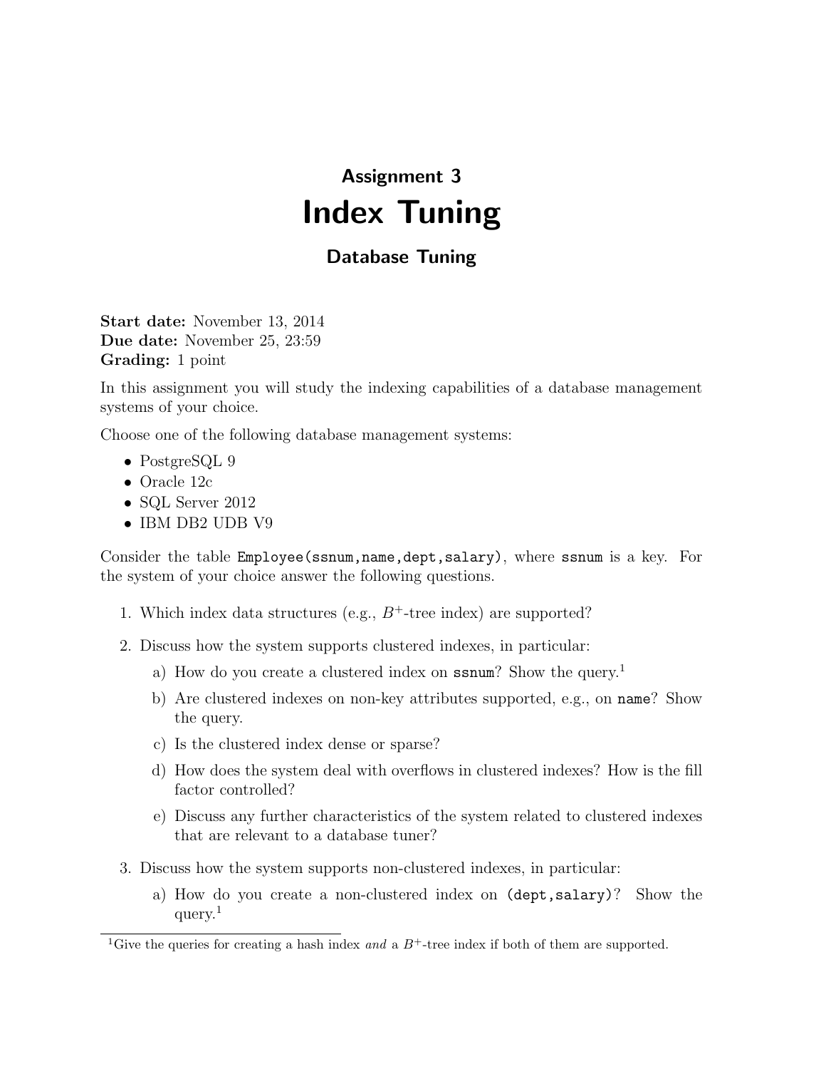### Assignment 3

# Index Tuning

### Database Tuning

**Start date:** November 13, 2014
**Due date:** November 25, 23:59
**Grading:** 1 point

In this assignment you will study the indexing capabilities of a database management systems of your choice.

Choose one of the following database management systems:

- PostgreSQL 9
- Oracle 12c
- SQL Server 2012
- IBM DB2 UDB V9

Consider the table `Employee(ssnum,name,dept,salary)`, where `ssnum` is a key. For the system of your choice answer the following questions.

1. Which index data structures (e.g., $B^+$-tree index) are supported?
2. Discuss how the system supports clustered indexes, in particular:
   a) How do you create a clustered index on `ssnum`? Show the query.[1]
   b) Are clustered indexes on non-key attributes supported, e.g., on `name`? Show the query.
   c) Is the clustered index dense or sparse?
   d) How does the system deal with overflows in clustered indexes? How is the fill factor controlled?
   e) Discuss any further characteristics of the system related to clustered indexes that are relevant to a database tuner?
3. Discuss how the system supports non-clustered indexes, in particular:
   a) How do you create a non-clustered index on `(dept,salary)`? Show the query.[1]

[1] Give the queries for creating a hash index *and* a $B^+$-tree index if both of them are supported.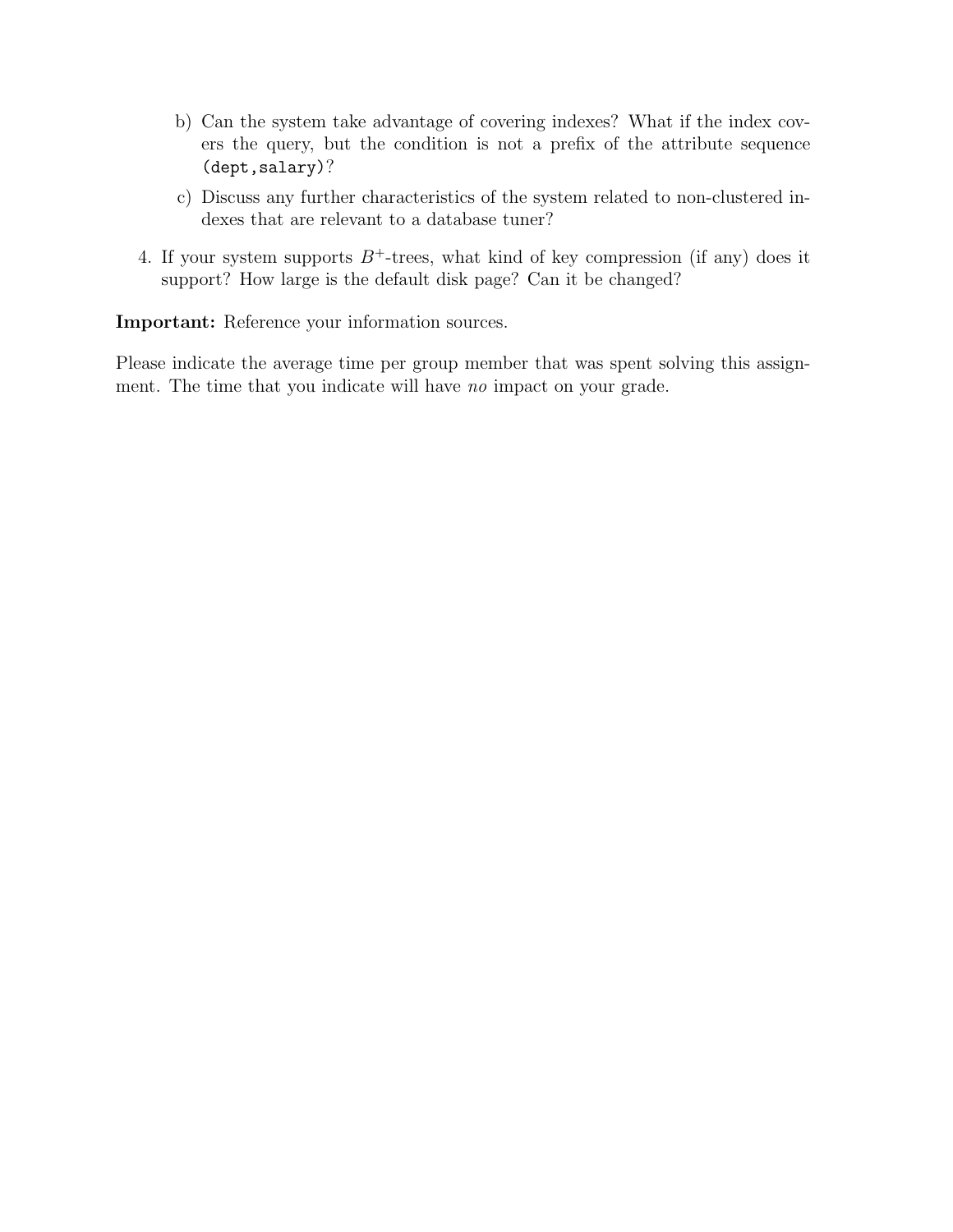b) Can the system take advantage of covering indexes? What if the index covers the query, but the condition is not a prefix of the attribute sequence `(dept,salary)`?

c) Discuss any further characteristics of the system related to non-clustered indexes that are relevant to a database tuner?

4. If your system supports $B^+$-trees, what kind of key compression (if any) does it support? How large is the default disk page? Can it be changed?

**Important:** Reference your information sources.

Please indicate the average time per group member that was spent solving this assignment. The time that you indicate will have *no* impact on your grade.